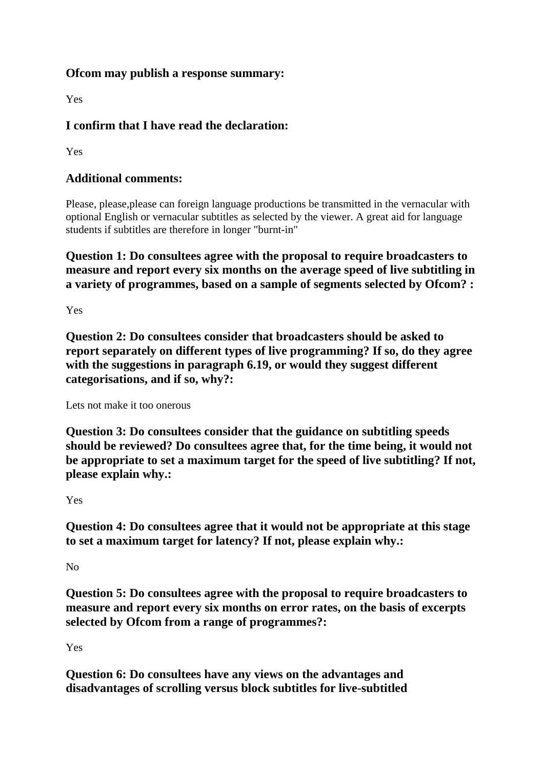### Ofcom may publish a response summary:

Yes

### I confirm that I have read the declaration:

Yes

### Additional comments:

Please, please,please can foreign language productions be transmitted in the vernacular with optional English or vernacular subtitles as selected by the viewer. A great aid for language students if subtitles are therefore in longer "burnt-in"

### Question 1: Do consultees agree with the proposal to require broadcasters to measure and report every six months on the average speed of live subtitling in a variety of programmes, based on a sample of segments selected by Ofcom? :

Yes

### Question 2: Do consultees consider that broadcasters should be asked to report separately on different types of live programming? If so, do they agree with the suggestions in paragraph 6.19, or would they suggest different categorisations, and if so, why?:

Lets not make it too onerous

### Question 3: Do consultees consider that the guidance on subtitling speeds should be reviewed? Do consultees agree that, for the time being, it would not be appropriate to set a maximum target for the speed of live subtitling? If not, please explain why.:

Yes

### Question 4: Do consultees agree that it would not be appropriate at this stage to set a maximum target for latency? If not, please explain why.:

No

### Question 5: Do consultees agree with the proposal to require broadcasters to measure and report every six months on error rates, on the basis of excerpts selected by Ofcom from a range of programmes?:

Yes

### Question 6: Do consultees have any views on the advantages and disadvantages of scrolling versus block subtitles for live-subtitled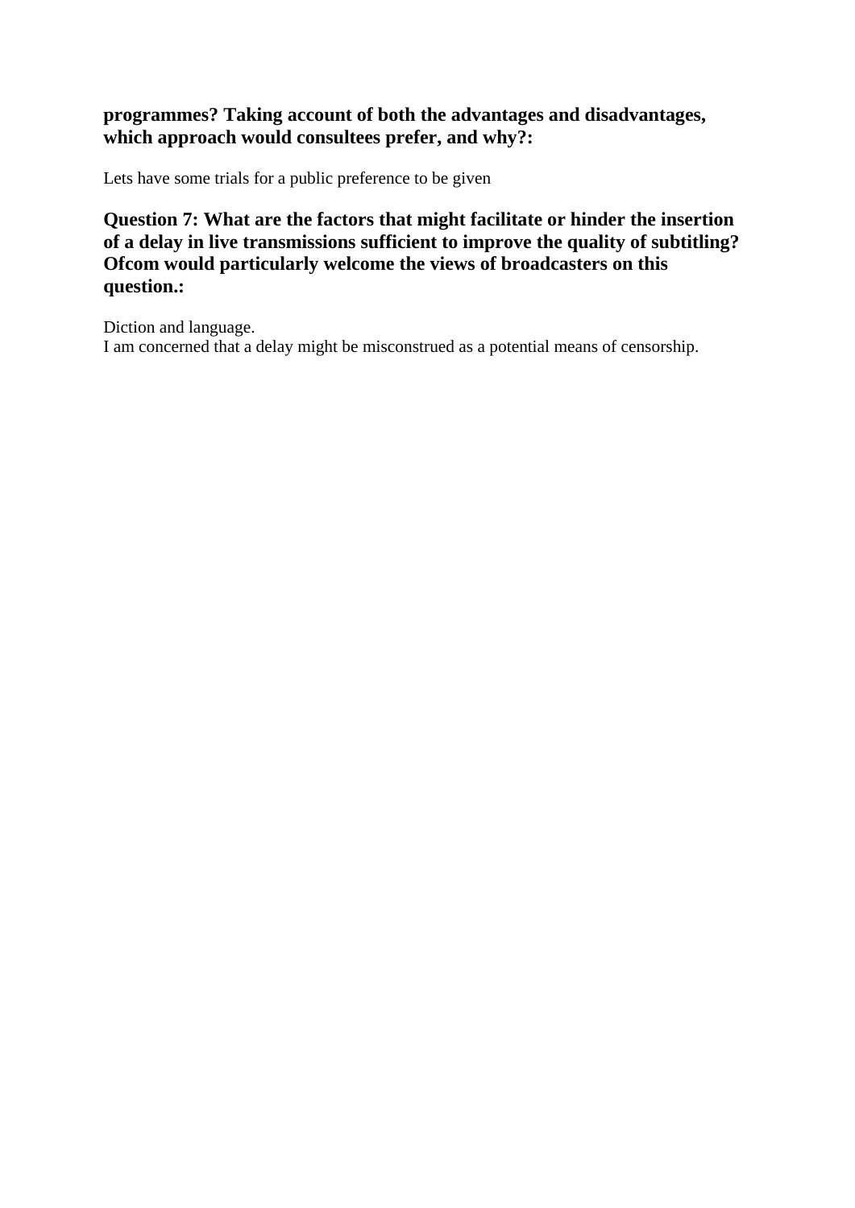**programmes? Taking account of both the advantages and disadvantages, which approach would consultees prefer, and why?:**

Lets have some trials for a public preference to be given

### Question 7: What are the factors that might facilitate or hinder the insertion of a delay in live transmissions sufficient to improve the quality of subtitling? Ofcom would particularly welcome the views of broadcasters on this question.:

Diction and language.
I am concerned that a delay might be misconstrued as a potential means of censorship.